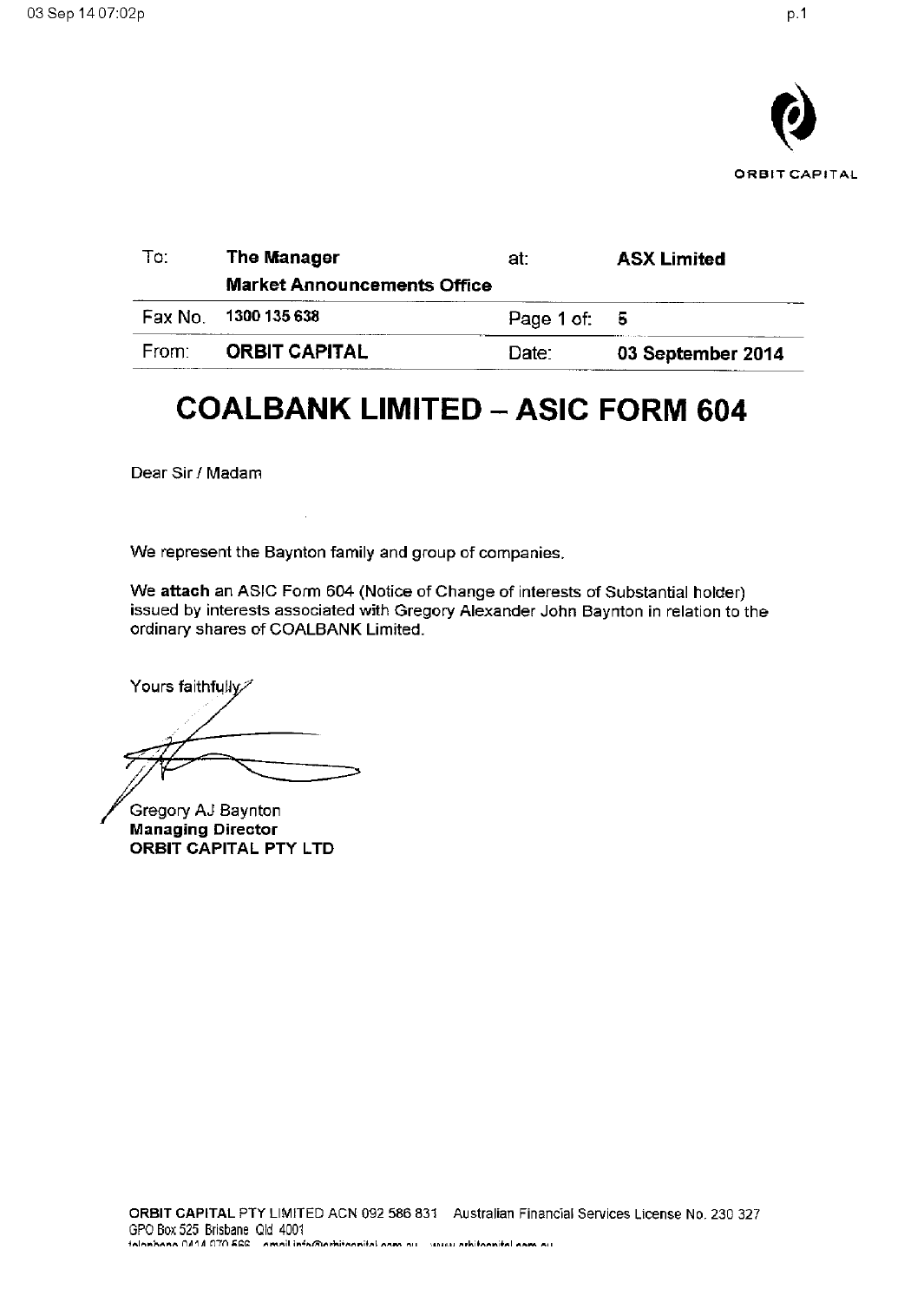ORBIT CAPITAL

| | | | |
|---|---|---|---|
| To: | **The Manager**<br>**Market Announcements Office** | at: | **ASX Limited** |
| Fax No. | 1300 135 638 | Page 1 of: | 5 |
| From: | **ORBIT CAPITAL** | Date: | **03 September 2014** |

# COALBANK LIMITED – ASIC FORM 604

Dear Sir / Madam

We represent the Baynton family and group of companies.

We **attach** an ASIC Form 604 (Notice of Change of interests of Substantial holder) issued by interests associated with Gregory Alexander John Baynton in relation to the ordinary shares of COALBANK Limited.

Yours faithfully

Gregory AJ Baynton
**Managing Director**
**ORBIT CAPITAL PTY LTD**

**ORBIT CAPITAL** PTY LIMITED ACN 092 586 831 Australian Financial Services License No. 230 327
GPO Box 525 Brisbane Qld 4001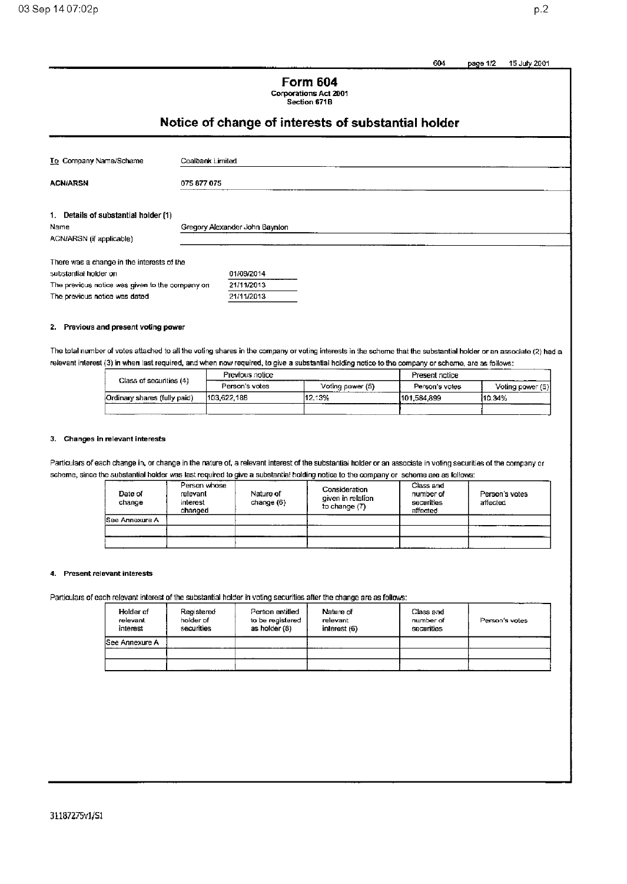604 page 1/2 15 July 2001

# Form 604

Corporations Act 2001
Section 671B

## Notice of change of interests of substantial holder

| | |
|---|---|
| To Company Name/Scheme | Coalbank Limited |
| ACN/ARSN | 075 877 075 |

### 1. Details of substantial holder (1)

| | |
|---|---|
| Name | Gregory Alexander John Baynton |
| ACN/ARSN (if applicable) | |

| | |
|---|---|
| There was a change in the interests of the substantial holder on | 01/09/2014 |
| The previous notice was given to the company on | 21/11/2013 |
| The previous notice was dated | 21/11/2013 |

### 2. Previous and present voting power

The total number of votes attached to all the voting shares in the company or voting interests in the scheme that the substantial holder or an associate (2) had a relevant interest (3) in when last required, and when now required, to give a substantial holding notice to the company or scheme, are as follows:

| Class of securities (4) | Previous notice | | Present notice | |
|---|---|---|---|---|
| | Person's votes | Voting power (5) | Person's votes | Voting power (5) |
| Ordinary shares (fully paid) | 103,622,188 | 12.13% | 101,584,899 | 10.34% |
| | | | | |

### 3. Changes in relevant interests

Particulars of each change in, or change in the nature of, a relevant interest of the substantial holder or an associate in voting securities of the company or scheme, since the substantial holder was last required to give a substantial holding notice to the company or scheme are as follows:

| Date of change | Person whose relevant interest changed | Nature of change (6) | Consideration given in relation to change (7) | Class and number of securities affected | Person's votes affected |
|---|---|---|---|---|---|
| See Annexure A | | | | | |
| | | | | | |
| | | | | | |

### 4. Present relevant interests

Particulars of each relevant interest of the substantial holder in voting securities after the change are as follows:

| Holder of relevant interest | Registered holder of securities | Person entitled to be registered as holder (8) | Nature of relevant interest (6) | Class and number of securities | Person's votes |
|---|---|---|---|---|---|
| See Annexure A | | | | | |
| | | | | | |
| | | | | | |

31187275v1/S1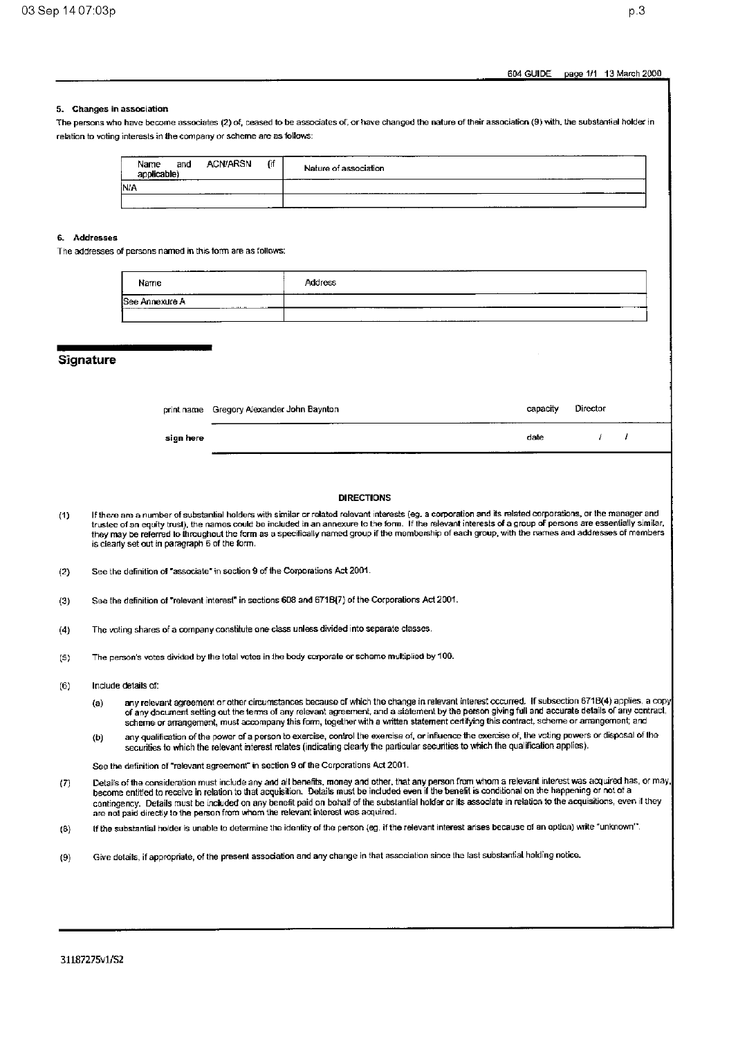## 5. Changes in association

The persons who have become associates (2) of, ceased to be associates of, or have changed the nature of their association (9) with, the substantial holder in relation to voting interests in the company or scheme are as follows:

| Name and ACN/ARSN (if applicable) | Nature of association |
|---|---|
| N/A | |
| | |

## 6. Addresses

The addresses of persons named in this form are as follows:

| Name | Address |
|---|---|
| See Annexure A | |
| | |

## Signature

| | | | |
|---|---|---|---|
| print name | Gregory Alexander John Baynton | capacity | Director |
| **sign here** | | date | / / |

### DIRECTIONS

(1) If there are a number of substantial holders with similar or related relevant interests (eg. a corporation and its related corporations, or the manager and trustee of an equity trust), the names could be included in an annexure to the form. If the relevant interests of a group of persons are essentially similar, they may be referred to throughout the form as a specifically named group if the membership of each group, with the names and addresses of members is clearly set out in paragraph 6 of the form.

(2) See the definition of "associate" in section 9 of the Corporations Act 2001.

(3) See the definition of "relevant interest" in sections 608 and 671B(7) of the Corporations Act 2001.

(4) The voting shares of a company constitute one class unless divided into separate classes.

(5) The person's votes divided by the total votes in the body corporate or scheme multiplied by 100.

(6) Include details of:

- (a) any relevant agreement or other circumstances because of which the change in relevant interest occurred. If subsection 671B(4) applies, a copy of any document setting out the terms of any relevant agreement, and a statement by the person giving full and accurate details of any contract, scheme or arrangement, must accompany this form, together with a written statement certifying this contract, scheme or arrangement; and
- (b) any qualification of the power of a person to exercise, control the exercise of, or influence the exercise of, the voting powers or disposal of the securities to which the relevant interest relates (indicating clearly the particular securities to which the qualification applies).

See the definition of "relevant agreement" in section 9 of the Corporations Act 2001.

(7) Details of the consideration must include any and all benefits, money and other, that any person from whom a relevant interest was acquired has, or may, become entitled to receive in relation to that acquisition. Details must be included even if the benefit is conditional on the happening or not of a contingency. Details must be included on any benefit paid on behalf of the substantial holder or its associate in relation to the acquisitions, even if they are not paid directly to the person from whom the relevant interest was acquired.

(8) If the substantial holder is unable to determine the identity of the person (eg. if the relevant interest arises because of an option) write "unknown".

(9) Give details, if appropriate, of the present association and any change in that association since the last substantial holding notice.

31187275v1/S2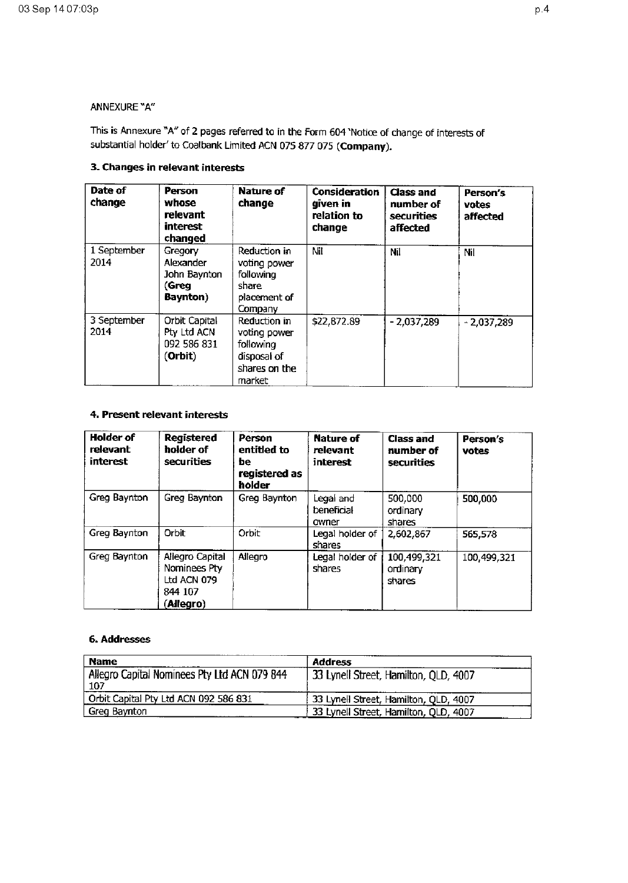ANNEXURE "A"

This is Annexure "A" of 2 pages referred to in the Form 604 'Notice of change of interests of substantial holder' to Coalbank Limited ACN 075 877 075 (**Company**).

### 3. Changes in relevant interests

| Date of change | Person whose relevant interest changed | Nature of change | Consideration given in relation to change | Class and number of securities affected | Person's votes affected |
|---|---|---|---|---|---|
| 1 September 2014 | Gregory Alexander John Baynton (**Greg Baynton**) | Reduction in voting power following share placement of Company | Nil | Nil | Nil |
| 3 September 2014 | Orbit Capital Pty Ltd ACN 092 586 831 (**Orbit**) | Reduction in voting power following disposal of shares on the market | $22,872.89 | - 2,037,289 | - 2,037,289 |

### 4. Present relevant interests

| Holder of relevant interest | Registered holder of securities | Person entitled to be registered as holder | Nature of relevant interest | Class and number of securities | Person's votes |
|---|---|---|---|---|---|
| Greg Baynton | Greg Baynton | Greg Baynton | Legal and beneficial owner | 500,000 ordinary shares | 500,000 |
| Greg Baynton | Orbit | Orbit | Legal holder of shares | 2,602,867 | 565,578 |
| Greg Baynton | Allegro Capital Nominees Pty Ltd ACN 079 844 107 (**Allegro**) | Allegro | Legal holder of shares | 100,499,321 ordinary shares | 100,499,321 |

### 6. Addresses

| Name | Address |
|---|---|
| Allegro Capital Nominees Pty Ltd ACN 079 844 107 | 33 Lynell Street, Hamilton, QLD, 4007 |
| Orbit Capital Pty Ltd ACN 092 586 831 | 33 Lynell Street, Hamilton, QLD, 4007 |
| Greg Baynton | 33 Lynell Street, Hamilton, QLD, 4007 |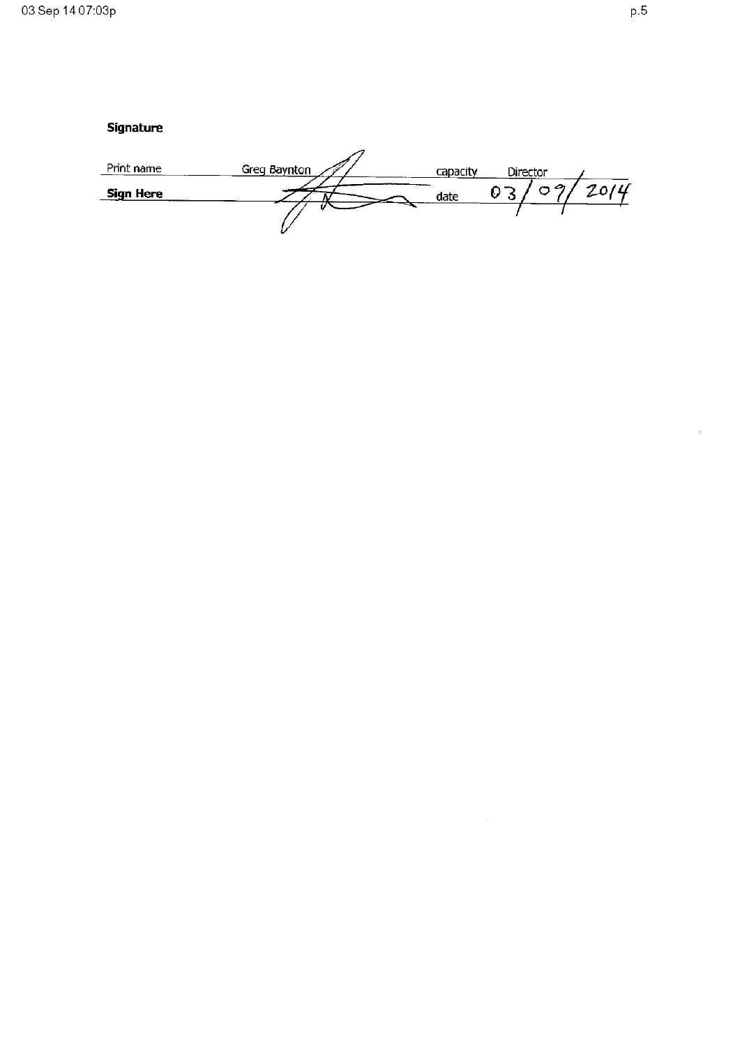**Signature**

| | | | |
|---|---|---|---|
| Print name | Greg Baynton | capacity | Director |
| **Sign Here** | | date | 03/09/2014 |